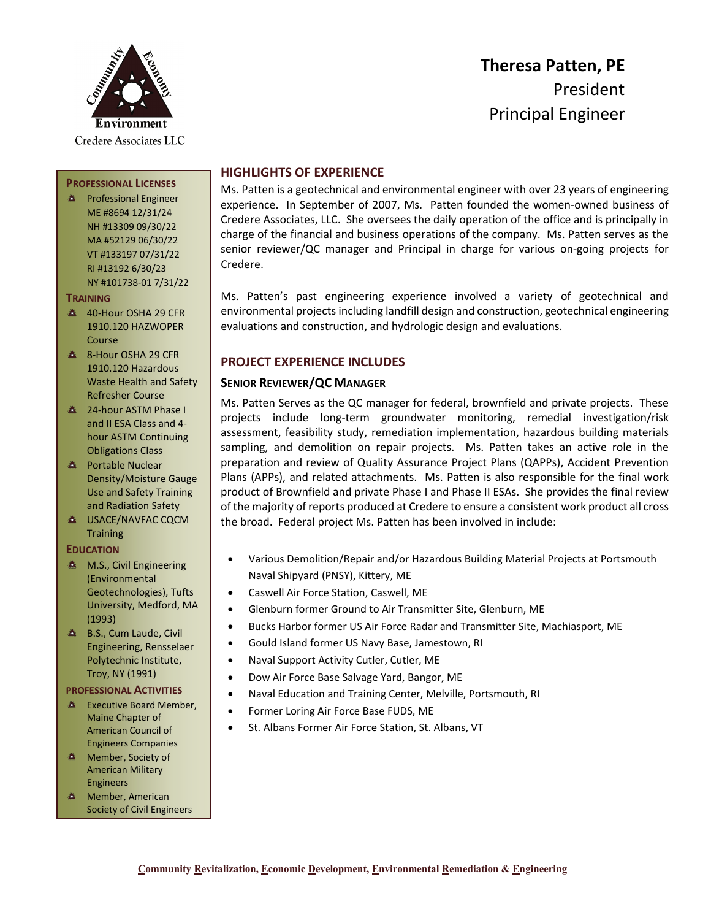Credere Associates LLC

# Theresa Patten, PE

President

Principal Engineer

## HIGHLIGHTS OF EXPERIENCE

Ms. Patten is a geotechnical and environmental engineer with over 23 years of engineering experience. In September of 2007, Ms. Patten founded the women-owned business of Credere Associates, LLC. She oversees the daily operation of the office and is principally in charge of the financial and business operations of the company. Ms. Patten serves as the senior reviewer/QC manager and Principal in charge for various on-going projects for Credere.

Ms. Patten's past engineering experience involved a variety of geotechnical and environmental projects including landfill design and construction, geotechnical engineering evaluations and construction, and hydrologic design and evaluations.

## PROJECT EXPERIENCE INCLUDES

### SENIOR REVIEWER/QC MANAGER

Ms. Patten Serves as the QC manager for federal, brownfield and private projects. These projects include long-term groundwater monitoring, remedial investigation/risk assessment, feasibility study, remediation implementation, hazardous building materials sampling, and demolition on repair projects. Ms. Patten takes an active role in the preparation and review of Quality Assurance Project Plans (QAPPs), Accident Prevention Plans (APPs), and related attachments. Ms. Patten is also responsible for the final work product of Brownfield and private Phase I and Phase II ESAs. She provides the final review of the majority of reports produced at Credere to ensure a consistent work product all cross the broad. Federal project Ms. Patten has been involved in include:

- Various Demolition/Repair and/or Hazardous Building Material Projects at Portsmouth Naval Shipyard (PNSY), Kittery, ME
- Caswell Air Force Station, Caswell, ME
- Glenburn former Ground to Air Transmitter Site, Glenburn, ME
- Bucks Harbor former US Air Force Radar and Transmitter Site, Machiasport, ME
- Gould Island former US Navy Base, Jamestown, RI
- Naval Support Activity Cutler, Cutler, ME
- Dow Air Force Base Salvage Yard, Bangor, ME
- Naval Education and Training Center, Melville, Portsmouth, RI
- Former Loring Air Force Base FUDS, ME
- St. Albans Former Air Force Station, St. Albans, VT

### PROFESSIONAL LICENSES

- Professional Engineer
  ME #8694 12/31/24
  NH #13309 09/30/22
  MA #52129 06/30/22
  VT #133197 07/31/22
  RI #13192 6/30/23
  NY #101738-01 7/31/22

### TRAINING

- 40-Hour OSHA 29 CFR 1910.120 HAZWOPER Course
- 8-Hour OSHA 29 CFR 1910.120 Hazardous Waste Health and Safety Refresher Course
- 24-hour ASTM Phase I and II ESA Class and 4-hour ASTM Continuing Obligations Class
- Portable Nuclear Density/Moisture Gauge Use and Safety Training and Radiation Safety
- USACE/NAVFAC CQCM Training

### EDUCATION

- M.S., Civil Engineering (Environmental Geotechnologies), Tufts University, Medford, MA (1993)
- B.S., Cum Laude, Civil Engineering, Rensselaer Polytechnic Institute, Troy, NY (1991)

### PROFESSIONAL ACTIVITIES

- Executive Board Member, Maine Chapter of American Council of Engineers Companies
- Member, Society of American Military Engineers
- Member, American Society of Civil Engineers

**Community Revitalization, Economic Development, Environmental Remediation & Engineering**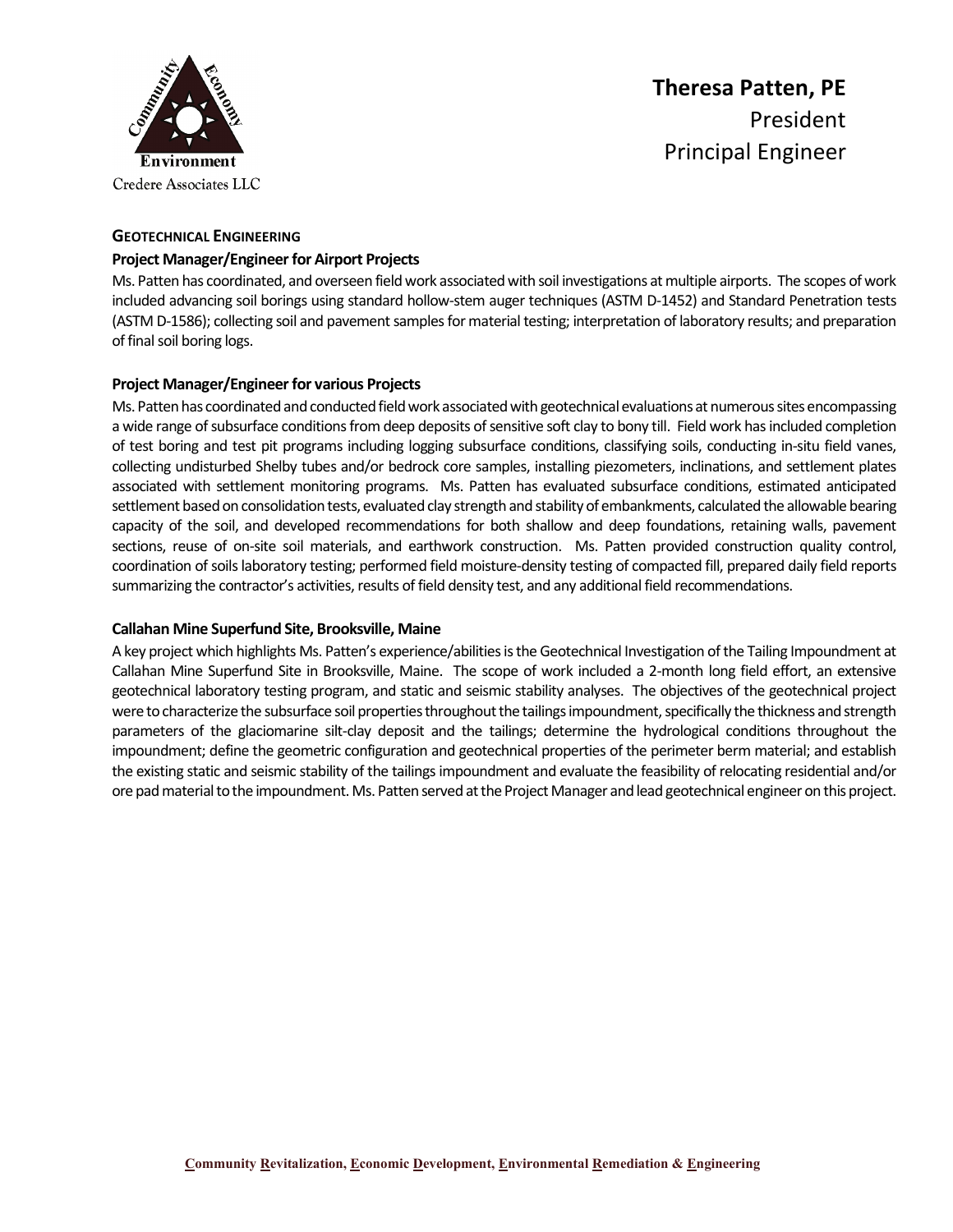Credere Associates LLC

**Theresa Patten, PE**
President
Principal Engineer

**GEOTECHNICAL ENGINEERING**

**Project Manager/Engineer for Airport Projects**

Ms. Patten has coordinated, and overseen field work associated with soil investigations at multiple airports. The scopes of work included advancing soil borings using standard hollow-stem auger techniques (ASTM D-1452) and Standard Penetration tests (ASTM D-1586); collecting soil and pavement samples for material testing; interpretation of laboratory results; and preparation of final soil boring logs.

**Project Manager/Engineer for various Projects**

Ms. Patten has coordinated and conducted field work associated with geotechnical evaluations at numerous sites encompassing a wide range of subsurface conditions from deep deposits of sensitive soft clay to bony till. Field work has included completion of test boring and test pit programs including logging subsurface conditions, classifying soils, conducting in-situ field vanes, collecting undisturbed Shelby tubes and/or bedrock core samples, installing piezometers, inclinations, and settlement plates associated with settlement monitoring programs. Ms. Patten has evaluated subsurface conditions, estimated anticipated settlement based on consolidation tests, evaluated clay strength and stability of embankments, calculated the allowable bearing capacity of the soil, and developed recommendations for both shallow and deep foundations, retaining walls, pavement sections, reuse of on-site soil materials, and earthwork construction. Ms. Patten provided construction quality control, coordination of soils laboratory testing; performed field moisture-density testing of compacted fill, prepared daily field reports summarizing the contractor's activities, results of field density test, and any additional field recommendations.

**Callahan Mine Superfund Site, Brooksville, Maine**

A key project which highlights Ms. Patten's experience/abilities is the Geotechnical Investigation of the Tailing Impoundment at Callahan Mine Superfund Site in Brooksville, Maine. The scope of work included a 2-month long field effort, an extensive geotechnical laboratory testing program, and static and seismic stability analyses. The objectives of the geotechnical project were to characterize the subsurface soil properties throughout the tailings impoundment, specifically the thickness and strength parameters of the glaciomarine silt-clay deposit and the tailings; determine the hydrological conditions throughout the impoundment; define the geometric configuration and geotechnical properties of the perimeter berm material; and establish the existing static and seismic stability of the tailings impoundment and evaluate the feasibility of relocating residential and/or ore pad material to the impoundment. Ms. Patten served at the Project Manager and lead geotechnical engineer on this project.